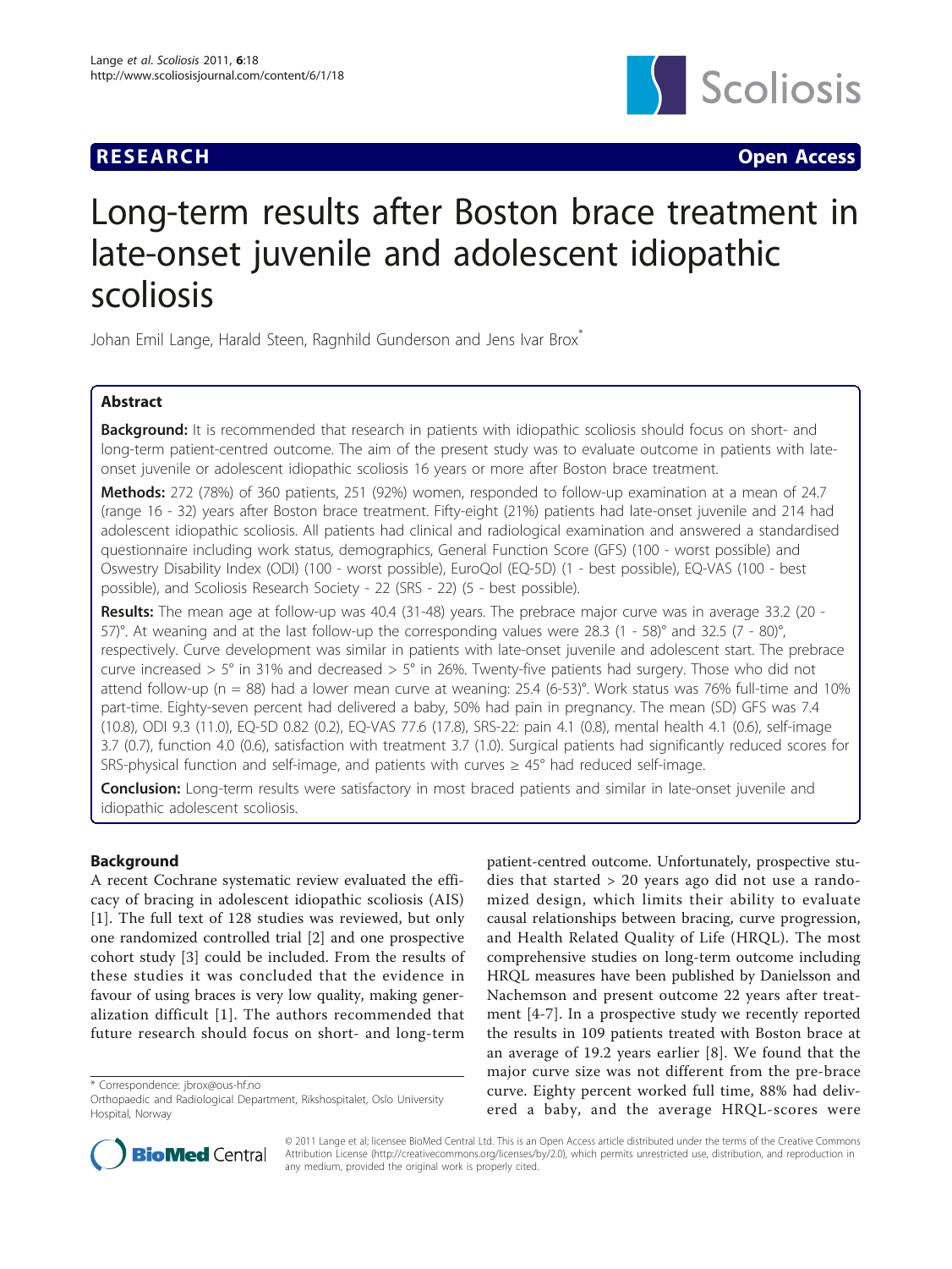**RESEARCH** **Open Access**

# Long-term results after Boston brace treatment in late-onset juvenile and adolescent idiopathic scoliosis

Johan Emil Lange, Harald Steen, Ragnhild Gunderson and Jens Ivar Brox*

## Abstract

**Background:** It is recommended that research in patients with idiopathic scoliosis should focus on short- and long-term patient-centred outcome. The aim of the present study was to evaluate outcome in patients with late-onset juvenile or adolescent idiopathic scoliosis 16 years or more after Boston brace treatment.

**Methods:** 272 (78%) of 360 patients, 251 (92%) women, responded to follow-up examination at a mean of 24.7 (range 16 - 32) years after Boston brace treatment. Fifty-eight (21%) patients had late-onset juvenile and 214 had adolescent idiopathic scoliosis. All patients had clinical and radiological examination and answered a standardised questionnaire including work status, demographics, General Function Score (GFS) (100 - worst possible) and Oswestry Disability Index (ODI) (100 - worst possible), EuroQol (EQ-5D) (1 - best possible), EQ-VAS (100 - best possible), and Scoliosis Research Society - 22 (SRS - 22) (5 - best possible).

**Results:** The mean age at follow-up was 40.4 (31-48) years. The prebrace major curve was in average 33.2 (20 - 57)°. At weaning and at the last follow-up the corresponding values were 28.3 (1 - 58)° and 32.5 (7 - 80)°, respectively. Curve development was similar in patients with late-onset juvenile and adolescent start. The prebrace curve increased > 5° in 31% and decreased > 5° in 26%. Twenty-five patients had surgery. Those who did not attend follow-up (n = 88) had a lower mean curve at weaning: 25.4 (6-53)°. Work status was 76% full-time and 10% part-time. Eighty-seven percent had delivered a baby, 50% had pain in pregnancy. The mean (SD) GFS was 7.4 (10.8), ODI 9.3 (11.0), EQ-5D 0.82 (0.2), EQ-VAS 77.6 (17.8), SRS-22: pain 4.1 (0.8), mental health 4.1 (0.6), self-image 3.7 (0.7), function 4.0 (0.6), satisfaction with treatment 3.7 (1.0). Surgical patients had significantly reduced scores for SRS-physical function and self-image, and patients with curves ≥ 45° had reduced self-image.

**Conclusion:** Long-term results were satisfactory in most braced patients and similar in late-onset juvenile and idiopathic adolescent scoliosis.

## Background

A recent Cochrane systematic review evaluated the efficacy of bracing in adolescent idiopathic scoliosis (AIS) [1]. The full text of 128 studies was reviewed, but only one randomized controlled trial [2] and one prospective cohort study [3] could be included. From the results of these studies it was concluded that the evidence in favour of using braces is very low quality, making generalization difficult [1]. The authors recommended that future research should focus on short- and long-term patient-centred outcome. Unfortunately, prospective studies that started > 20 years ago did not use a randomized design, which limits their ability to evaluate causal relationships between bracing, curve progression, and Health Related Quality of Life (HRQL). The most comprehensive studies on long-term outcome including HRQL measures have been published by Danielsson and Nachemson and present outcome 22 years after treatment [4-7]. In a prospective study we recently reported the results in 109 patients treated with Boston brace at an average of 19.2 years earlier [8]. We found that the major curve size was not different from the pre-brace curve. Eighty percent worked full time, 88% had delivered a baby, and the average HRQL-scores were

\* Correspondence: jbrox@ous-hf.no
Orthopaedic and Radiological Department, Rikshospitalet, Oslo University Hospital, Norway

© 2011 Lange et al; licensee BioMed Central Ltd. This is an Open Access article distributed under the terms of the Creative Commons Attribution License (http://creativecommons.org/licenses/by/2.0), which permits unrestricted use, distribution, and reproduction in any medium, provided the original work is properly cited.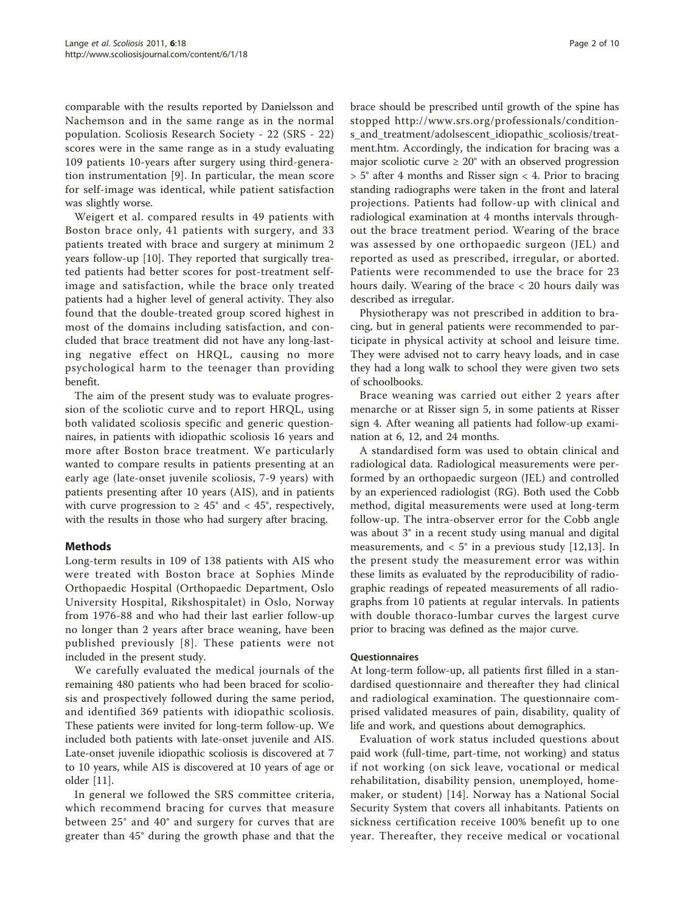comparable with the results reported by Danielsson and Nachemson and in the same range as in the normal population. Scoliosis Research Society - 22 (SRS - 22) scores were in the same range as in a study evaluating 109 patients 10-years after surgery using third-generation instrumentation [9]. In particular, the mean score for self-image was identical, while patient satisfaction was slightly worse.

Weigert et al. compared results in 49 patients with Boston brace only, 41 patients with surgery, and 33 patients treated with brace and surgery at minimum 2 years follow-up [10]. They reported that surgically treated patients had better scores for post-treatment self-image and satisfaction, while the brace only treated patients had a higher level of general activity. They also found that the double-treated group scored highest in most of the domains including satisfaction, and concluded that brace treatment did not have any long-lasting negative effect on HRQL, causing no more psychological harm to the teenager than providing benefit.

The aim of the present study was to evaluate progression of the scoliotic curve and to report HRQL, using both validated scoliosis specific and generic questionnaires, in patients with idiopathic scoliosis 16 years and more after Boston brace treatment. We particularly wanted to compare results in patients presenting at an early age (late-onset juvenile scoliosis, 7-9 years) with patients presenting after 10 years (AIS), and in patients with curve progression to ≥ 45° and < 45°, respectively, with the results in those who had surgery after bracing.

## Methods

Long-term results in 109 of 138 patients with AIS who were treated with Boston brace at Sophies Minde Orthopaedic Hospital (Orthopaedic Department, Oslo University Hospital, Rikshospitalet) in Oslo, Norway from 1976-88 and who had their last earlier follow-up no longer than 2 years after brace weaning, have been published previously [8]. These patients were not included in the present study.

We carefully evaluated the medical journals of the remaining 480 patients who had been braced for scoliosis and prospectively followed during the same period, and identified 369 patients with idiopathic scoliosis. These patients were invited for long-term follow-up. We included both patients with late-onset juvenile and AIS. Late-onset juvenile idiopathic scoliosis is discovered at 7 to 10 years, while AIS is discovered at 10 years of age or older [11].

In general we followed the SRS committee criteria, which recommend bracing for curves that measure between 25° and 40° and surgery for curves that are greater than 45° during the growth phase and that the brace should be prescribed until growth of the spine has stopped http://www.srs.org/professionals/conditions_and_treatment/adolsescent_idiopathic_scoliosis/treatment.htm. Accordingly, the indication for bracing was a major scoliotic curve ≥ 20° with an observed progression > 5° after 4 months and Risser sign < 4. Prior to bracing standing radiographs were taken in the front and lateral projections. Patients had follow-up with clinical and radiological examination at 4 months intervals throughout the brace treatment period. Wearing of the brace was assessed by one orthopaedic surgeon (JEL) and reported as used as prescribed, irregular, or aborted. Patients were recommended to use the brace for 23 hours daily. Wearing of the brace < 20 hours daily was described as irregular.

Physiotherapy was not prescribed in addition to bracing, but in general patients were recommended to participate in physical activity at school and leisure time. They were advised not to carry heavy loads, and in case they had a long walk to school they were given two sets of schoolbooks.

Brace weaning was carried out either 2 years after menarche or at Risser sign 5, in some patients at Risser sign 4. After weaning all patients had follow-up examination at 6, 12, and 24 months.

A standardised form was used to obtain clinical and radiological data. Radiological measurements were performed by an orthopaedic surgeon (JEL) and controlled by an experienced radiologist (RG). Both used the Cobb method, digital measurements were used at long-term follow-up. The intra-observer error for the Cobb angle was about 3° in a recent study using manual and digital measurements, and < 5° in a previous study [12,13]. In the present study the measurement error was within these limits as evaluated by the reproducibility of radiographic readings of repeated measurements of all radiographs from 10 patients at regular intervals. In patients with double thoraco-lumbar curves the largest curve prior to bracing was defined as the major curve.

### Questionnaires

At long-term follow-up, all patients first filled in a standardised questionnaire and thereafter they had clinical and radiological examination. The questionnaire comprised validated measures of pain, disability, quality of life and work, and questions about demographics.

Evaluation of work status included questions about paid work (full-time, part-time, not working) and status if not working (on sick leave, vocational or medical rehabilitation, disability pension, unemployed, homemaker, or student) [14]. Norway has a National Social Security System that covers all inhabitants. Patients on sickness certification receive 100% benefit up to one year. Thereafter, they receive medical or vocational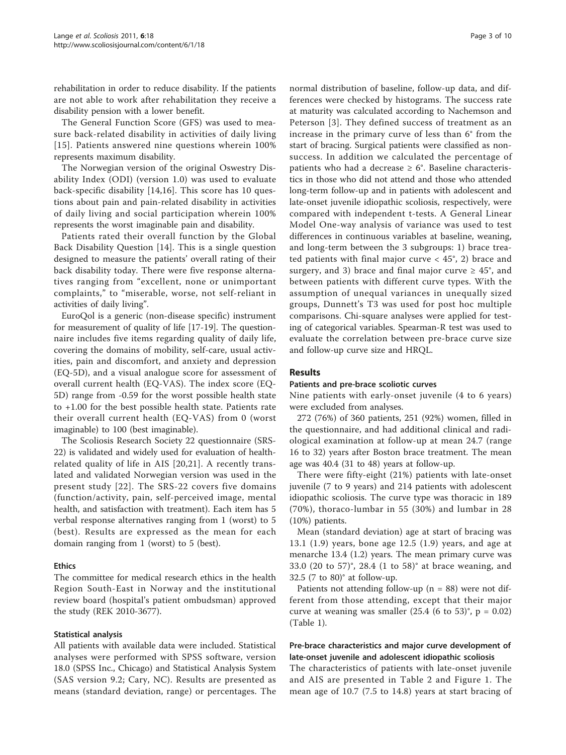rehabilitation in order to reduce disability. If the patients are not able to work after rehabilitation they receive a disability pension with a lower benefit.

The General Function Score (GFS) was used to measure back-related disability in activities of daily living [15]. Patients answered nine questions wherein 100% represents maximum disability.

The Norwegian version of the original Oswestry Disability Index (ODI) (version 1.0) was used to evaluate back-specific disability [14,16]. This score has 10 questions about pain and pain-related disability in activities of daily living and social participation wherein 100% represents the worst imaginable pain and disability.

Patients rated their overall function by the Global Back Disability Question [14]. This is a single question designed to measure the patients' overall rating of their back disability today. There were five response alternatives ranging from "excellent, none or unimportant complaints," to "miserable, worse, not self-reliant in activities of daily living".

EuroQol is a generic (non-disease specific) instrument for measurement of quality of life [17-19]. The questionnaire includes five items regarding quality of daily life, covering the domains of mobility, self-care, usual activities, pain and discomfort, and anxiety and depression (EQ-5D), and a visual analogue score for assessment of overall current health (EQ-VAS). The index score (EQ-5D) range from -0.59 for the worst possible health state to +1.00 for the best possible health state. Patients rate their overall current health (EQ-VAS) from 0 (worst imaginable) to 100 (best imaginable).

The Scoliosis Research Society 22 questionnaire (SRS-22) is validated and widely used for evaluation of health-related quality of life in AIS [20,21]. A recently translated and validated Norwegian version was used in the present study [22]. The SRS-22 covers five domains (function/activity, pain, self-perceived image, mental health, and satisfaction with treatment). Each item has 5 verbal response alternatives ranging from 1 (worst) to 5 (best). Results are expressed as the mean for each domain ranging from 1 (worst) to 5 (best).

### Ethics

The committee for medical research ethics in the health Region South-East in Norway and the institutional review board (hospital's patient ombudsman) approved the study (REK 2010-3677).

### Statistical analysis

All patients with available data were included. Statistical analyses were performed with SPSS software, version 18.0 (SPSS Inc., Chicago) and Statistical Analysis System (SAS version 9.2; Cary, NC). Results are presented as means (standard deviation, range) or percentages. The normal distribution of baseline, follow-up data, and differences were checked by histograms. The success rate at maturity was calculated according to Nachemson and Peterson [3]. They defined success of treatment as an increase in the primary curve of less than 6° from the start of bracing. Surgical patients were classified as non-success. In addition we calculated the percentage of patients who had a decrease ≥ 6°. Baseline characteristics in those who did not attend and those who attended long-term follow-up and in patients with adolescent and late-onset juvenile idiopathic scoliosis, respectively, were compared with independent t-tests. A General Linear Model One-way analysis of variance was used to test differences in continuous variables at baseline, weaning, and long-term between the 3 subgroups: 1) brace treated patients with final major curve < 45°, 2) brace and surgery, and 3) brace and final major curve ≥ 45°, and between patients with different curve types. With the assumption of unequal variances in unequally sized groups, Dunnett's T3 was used for post hoc multiple comparisons. Chi-square analyses were applied for testing of categorical variables. Spearman-R test was used to evaluate the correlation between pre-brace curve size and follow-up curve size and HRQL.

## Results

### Patients and pre-brace scoliotic curves

Nine patients with early-onset juvenile (4 to 6 years) were excluded from analyses.

272 (76%) of 360 patients, 251 (92%) women, filled in the questionnaire, and had additional clinical and radiological examination at follow-up at mean 24.7 (range 16 to 32) years after Boston brace treatment. The mean age was 40.4 (31 to 48) years at follow-up.

There were fifty-eight (21%) patients with late-onset juvenile (7 to 9 years) and 214 patients with adolescent idiopathic scoliosis. The curve type was thoracic in 189 (70%), thoraco-lumbar in 55 (30%) and lumbar in 28 (10%) patients.

Mean (standard deviation) age at start of bracing was 13.1 (1.9) years, bone age 12.5 (1.9) years, and age at menarche 13.4 (1.2) years. The mean primary curve was 33.0 (20 to 57)°, 28.4 (1 to 58)° at brace weaning, and 32.5 (7 to 80)° at follow-up.

Patients not attending follow-up (n = 88) were not different from those attending, except that their major curve at weaning was smaller (25.4 (6 to 53)°, $p = 0.02$) (Table 1).

### Pre-brace characteristics and major curve development of late-onset juvenile and adolescent idiopathic scoliosis

The characteristics of patients with late-onset juvenile and AIS are presented in Table 2 and Figure 1. The mean age of 10.7 (7.5 to 14.8) years at start bracing of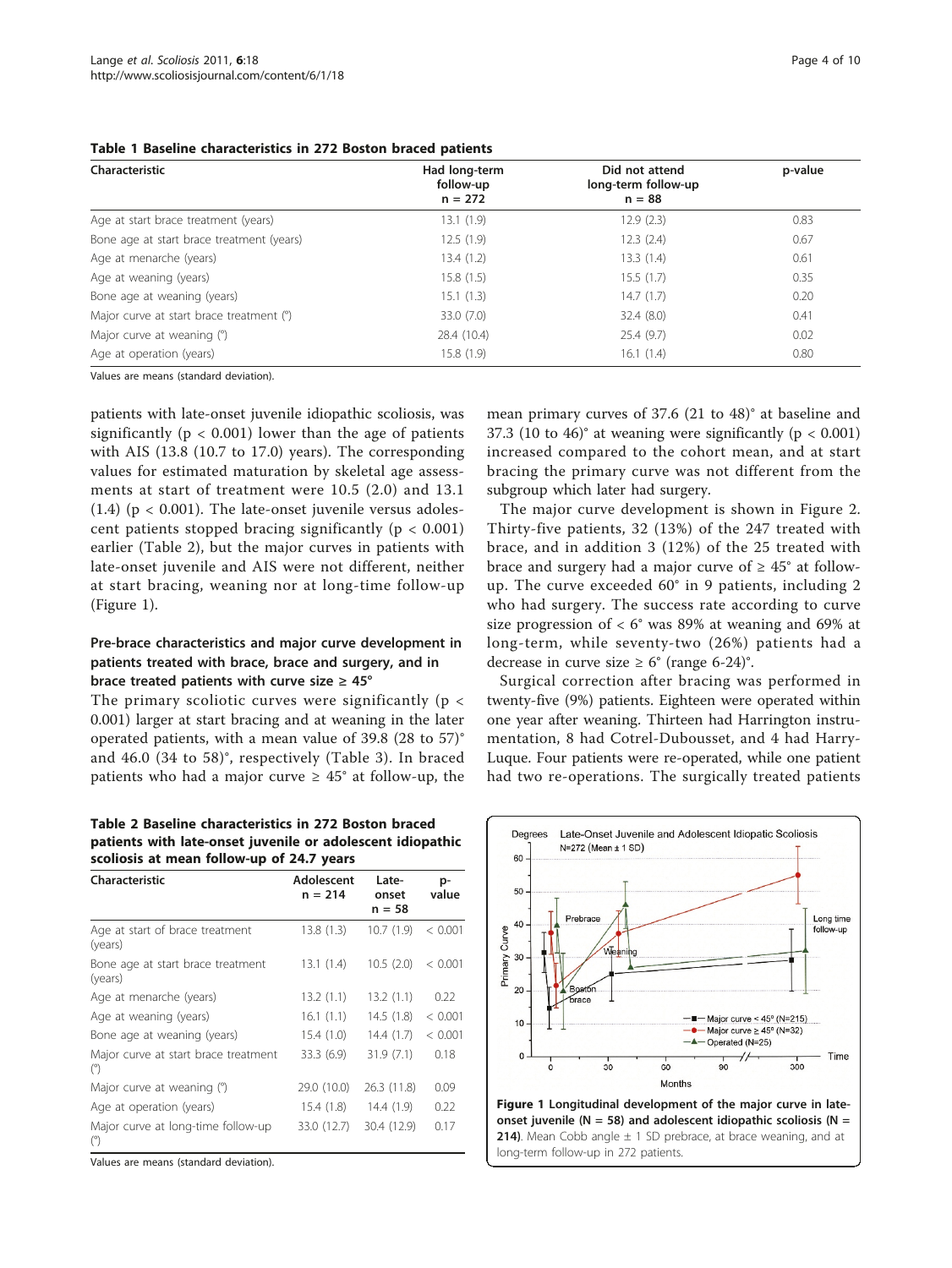**Table 1 Baseline characteristics in 272 Boston braced patients**

| Characteristic | Had long-term follow-up n = 272 | Did not attend long-term follow-up n = 88 | p-value |
|---|---|---|---|
| Age at start brace treatment (years) | 13.1 (1.9) | 12.9 (2.3) | 0.83 |
| Bone age at start brace treatment (years) | 12.5 (1.9) | 12.3 (2.4) | 0.67 |
| Age at menarche (years) | 13.4 (1.2) | 13.3 (1.4) | 0.61 |
| Age at weaning (years) | 15.8 (1.5) | 15.5 (1.7) | 0.35 |
| Bone age at weaning (years) | 15.1 (1.3) | 14.7 (1.7) | 0.20 |
| Major curve at start brace treatment (°) | 33.0 (7.0) | 32.4 (8.0) | 0.41 |
| Major curve at weaning (°) | 28.4 (10.4) | 25.4 (9.7) | 0.02 |
| Age at operation (years) | 15.8 (1.9) | 16.1 (1.4) | 0.80 |

Values are means (standard deviation).

patients with late-onset juvenile idiopathic scoliosis, was significantly ($p < 0.001$) lower than the age of patients with AIS (13.8 (10.7 to 17.0) years). The corresponding values for estimated maturation by skeletal age assessments at start of treatment were 10.5 (2.0) and 13.1 (1.4) ($p < 0.001$). The late-onset juvenile versus adolescent patients stopped bracing significantly ($p < 0.001$) earlier (Table 2), but the major curves in patients with late-onset juvenile and AIS were not different, neither at start bracing, weaning nor at long-time follow-up (Figure 1).

### Pre-brace characteristics and major curve development in patients treated with brace, brace and surgery, and in brace treated patients with curve size ≥ 45°

The primary scoliotic curves were significantly ($p < 0.001$) larger at start bracing and at weaning in the later operated patients, with a mean value of 39.8 (28 to 57)° and 46.0 (34 to 58)°, respectively (Table 3). In braced patients who had a major curve ≥ 45° at follow-up, the mean primary curves of 37.6 (21 to 48)° at baseline and 37.3 (10 to 46)° at weaning were significantly ($p < 0.001$) increased compared to the cohort mean, and at start bracing the primary curve was not different from the subgroup which later had surgery.

The major curve development is shown in Figure 2. Thirty-five patients, 32 (13%) of the 247 treated with brace, and in addition 3 (12%) of the 25 treated with brace and surgery had a major curve of ≥ 45° at follow-up. The curve exceeded 60° in 9 patients, including 2 who had surgery. The success rate according to curve size progression of < 6° was 89% at weaning and 69% at long-term, while seventy-two (26%) patients had a decrease in curve size ≥ 6° (range 6-24)°.

Surgical correction after bracing was performed in twenty-five (9%) patients. Eighteen were operated within one year after weaning. Thirteen had Harrington instrumentation, 8 had Cotrel-Dubousset, and 4 had Harry-Luque. Four patients were re-operated, while one patient had two re-operations. The surgically treated patients

**Table 2 Baseline characteristics in 272 Boston braced patients with late-onset juvenile or adolescent idiopathic scoliosis at mean follow-up of 24.7 years**

| Characteristic | Adolescent n = 214 | Late-onset n = 58 | p-value |
|---|---|---|---|
| Age at start of brace treatment (years) | 13.8 (1.3) | 10.7 (1.9) | < 0.001 |
| Bone age at start brace treatment (years) | 13.1 (1.4) | 10.5 (2.0) | < 0.001 |
| Age at menarche (years) | 13.2 (1.1) | 13.2 (1.1) | 0.22 |
| Age at weaning (years) | 16.1 (1.1) | 14.5 (1.8) | < 0.001 |
| Bone age at weaning (years) | 15.4 (1.0) | 14.4 (1.7) | < 0.001 |
| Major curve at start brace treatment (°) | 33.3 (6.9) | 31.9 (7.1) | 0.18 |
| Major curve at weaning (°) | 29.0 (10.0) | 26.3 (11.8) | 0.09 |
| Age at operation (years) | 15.4 (1.8) | 14.4 (1.9) | 0.22 |
| Major curve at long-time follow-up (°) | 33.0 (12.7) | 30.4 (12.9) | 0.17 |

Values are means (standard deviation).

**Figure 1 Longitudinal development of the major curve in late-onset juvenile (N = 58) and adolescent idiopathic scoliosis (N = 214)**. Mean Cobb angle ± 1 SD prebrace, at brace weaning, and at long-term follow-up in 272 patients.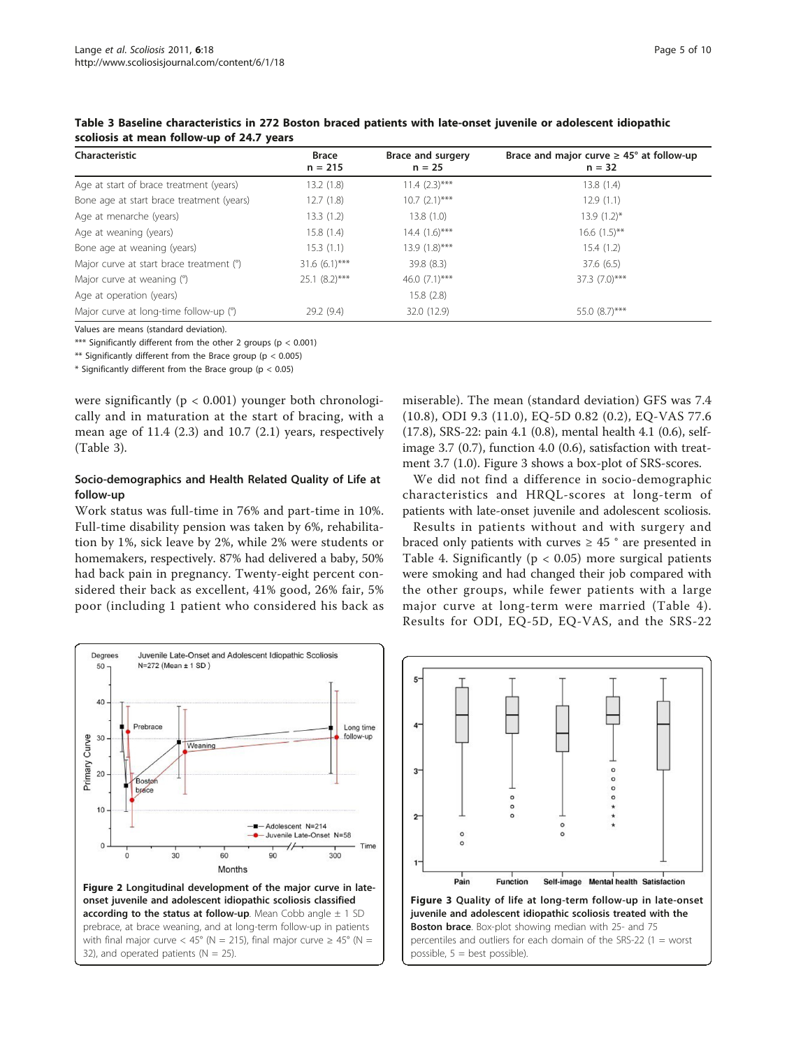**Table 3 Baseline characteristics in 272 Boston braced patients with late-onset juvenile or adolescent idiopathic scoliosis at mean follow-up of 24.7 years**

| Characteristic | Brace n = 215 | Brace and surgery n = 25 | Brace and major curve ≥ 45° at follow-up n = 32 |
|---|---|---|---|
| Age at start of brace treatment (years) | 13.2 (1.8) | 11.4 (2.3)*** | 13.8 (1.4) |
| Bone age at start brace treatment (years) | 12.7 (1.8) | 10.7 (2.1)*** | 12.9 (1.1) |
| Age at menarche (years) | 13.3 (1.2) | 13.8 (1.0) | 13.9 (1.2)* |
| Age at weaning (years) | 15.8 (1.4) | 14.4 (1.6)*** | 16.6 (1.5)** |
| Bone age at weaning (years) | 15.3 (1.1) | 13.9 (1.8)*** | 15.4 (1.2) |
| Major curve at start brace treatment (°) | 31.6 (6.1)*** | 39.8 (8.3) | 37.6 (6.5) |
| Major curve at weaning (°) | 25.1 (8.2)*** | 46.0 (7.1)*** | 37.3 (7.0)*** |
| Age at operation (years) | | 15.8 (2.8) | |
| Major curve at long-time follow-up (°) | 29.2 (9.4) | 32.0 (12.9) | 55.0 (8.7)*** |

Values are means (standard deviation).

*** Significantly different from the other 2 groups ($p < 0.001$)

** Significantly different from the Brace group ($p < 0.005$)

* Significantly different from the Brace group ($p < 0.05$)

were significantly ($p < 0.001$) younger both chronologically and in maturation at the start of bracing, with a mean age of 11.4 (2.3) and 10.7 (2.1) years, respectively (Table 3).

### Socio-demographics and Health Related Quality of Life at follow-up

Work status was full-time in 76% and part-time in 10%. Full-time disability pension was taken by 6%, rehabilitation by 1%, sick leave by 2%, while 2% were students or homemakers, respectively. 87% had delivered a baby, 50% had back pain in pregnancy. Twenty-eight percent considered their back as excellent, 41% good, 26% fair, 5% poor (including 1 patient who considered his back as miserable). The mean (standard deviation) GFS was 7.4 (10.8), ODI 9.3 (11.0), EQ-5D 0.82 (0.2), EQ-VAS 77.6 (17.8), SRS-22: pain 4.1 (0.8), mental health 4.1 (0.6), self-image 3.7 (0.7), function 4.0 (0.6), satisfaction with treatment 3.7 (1.0). Figure 3 shows a box-plot of SRS-scores.

We did not find a difference in socio-demographic characteristics and HRQL-scores at long-term of patients with late-onset juvenile and adolescent scoliosis.

Results in patients without and with surgery and braced only patients with curves ≥ 45 ° are presented in Table 4. Significantly ($p < 0.05$) more surgical patients were smoking and had changed their job compared with the other groups, while fewer patients with a large major curve at long-term were married (Table 4). Results for ODI, EQ-5D, EQ-VAS, and the SRS-22

**Figure 2 Longitudinal development of the major curve in late-onset juvenile and adolescent idiopathic scoliosis classified according to the status at follow-up**. Mean Cobb angle ± 1 SD prebrace, at brace weaning, and at long-term follow-up in patients with final major curve < 45° (N = 215), final major curve ≥ 45° (N = 32), and operated patients (N = 25).

**Figure 3 Quality of life at long-term follow-up in late-onset juvenile and adolescent idiopathic scoliosis treated with the Boston brace**. Box-plot showing median with 25- and 75 percentiles and outliers for each domain of the SRS-22 (1 = worst possible, 5 = best possible).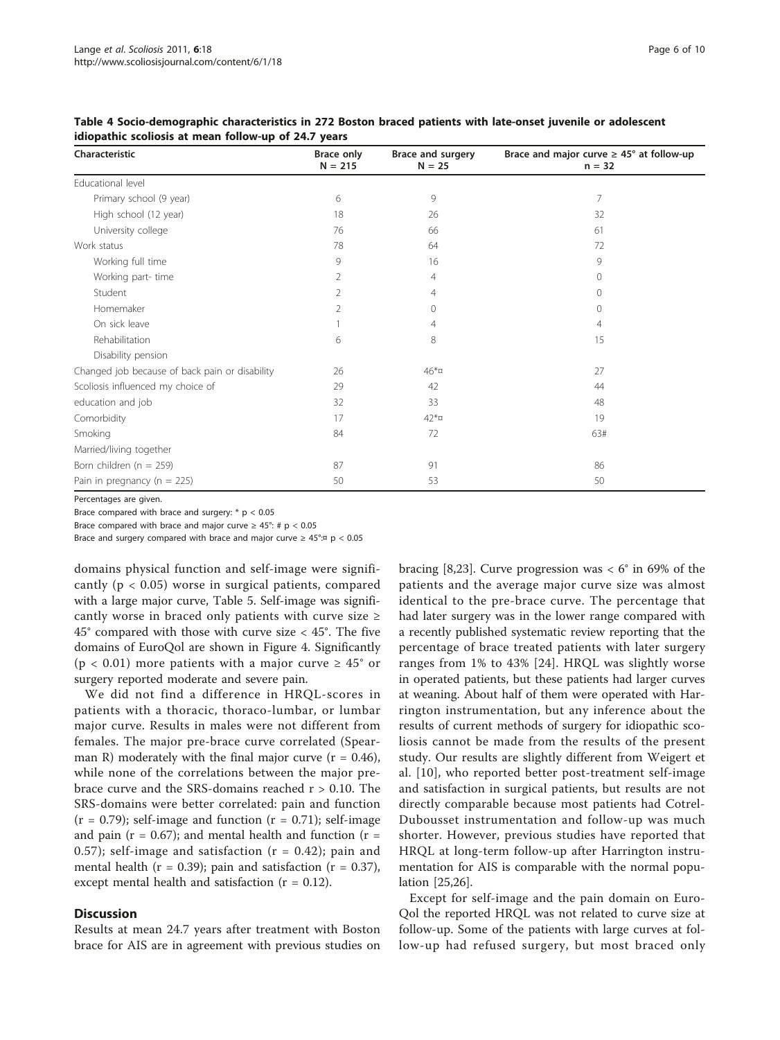**Table 4 Socio-demographic characteristics in 272 Boston braced patients with late-onset juvenile or adolescent idiopathic scoliosis at mean follow-up of 24.7 years**

| Characteristic | Brace only N = 215 | Brace and surgery N = 25 | Brace and major curve ≥ 45° at follow-up n = 32 |
|---|---|---|---|
| Educational level | | | |
| Primary school (9 year) | 6 | 9 | 7 |
| High school (12 year) | 18 | 26 | 32 |
| University college | 76 | 66 | 61 |
| Work status | 78 | 64 | 72 |
| Working full time | 9 | 16 | 9 |
| Working part- time | 2 | 4 | 0 |
| Student | 2 | 4 | 0 |
| Homemaker | 2 | 0 | 0 |
| On sick leave | 1 | 4 | 4 |
| Rehabilitation | 6 | 8 | 15 |
| Disability pension | | | |
| Changed job because of back pain or disability | 26 | 46*¤ | 27 |
| Scoliosis influenced my choice of | 29 | 42 | 44 |
| education and job | 32 | 33 | 48 |
| Comorbidity | 17 | 42*¤ | 19 |
| Smoking | 84 | 72 | 63# |
| Married/living together | | | |
| Born children (n = 259) | 87 | 91 | 86 |
| Pain in pregnancy (n = 225) | 50 | 53 | 50 |

Percentages are given.

Brace compared with brace and surgery: * $p < 0.05$

Brace compared with brace and major curve ≥ 45°: # $p < 0.05$

Brace and surgery compared with brace and major curve ≥ 45°:¤ $p < 0.05$

domains physical function and self-image were significantly ($p < 0.05$) worse in surgical patients, compared with a large major curve, Table 5. Self-image was significantly worse in braced only patients with curve size ≥ 45° compared with those with curve size < 45°. The five domains of EuroQol are shown in Figure 4. Significantly ($p < 0.01$) more patients with a major curve ≥ 45° or surgery reported moderate and severe pain.

We did not find a difference in HRQL-scores in patients with a thoracic, thoraco-lumbar, or lumbar major curve. Results in males were not different from females. The major pre-brace curve correlated (Spearman R) moderately with the final major curve ($r = 0.46$), while none of the correlations between the major pre-brace curve and the SRS-domains reached $r > 0.10$. The SRS-domains were better correlated: pain and function ($r = 0.79$); self-image and function ($r = 0.71$); self-image and pain ($r = 0.67$); and mental health and function ($r = 0.57$); self-image and satisfaction ($r = 0.42$); pain and mental health ($r = 0.39$); pain and satisfaction ($r = 0.37$), except mental health and satisfaction ($r = 0.12$).

## Discussion

Results at mean 24.7 years after treatment with Boston brace for AIS are in agreement with previous studies on bracing [8,23]. Curve progression was < 6° in 69% of the patients and the average major curve size was almost identical to the pre-brace curve. The percentage that had later surgery was in the lower range compared with a recently published systematic review reporting that the percentage of brace treated patients with later surgery ranges from 1% to 43% [24]. HRQL was slightly worse in operated patients, but these patients had larger curves at weaning. About half of them were operated with Harrington instrumentation, but any inference about the results of current methods of surgery for idiopathic scoliosis cannot be made from the results of the present study. Our results are slightly different from Weigert et al. [10], who reported better post-treatment self-image and satisfaction in surgical patients, but results are not directly comparable because most patients had Cotrel-Dubousset instrumentation and follow-up was much shorter. However, previous studies have reported that HRQL at long-term follow-up after Harrington instrumentation for AIS is comparable with the normal population [25,26].

Except for self-image and the pain domain on EuroQol the reported HRQL was not related to curve size at follow-up. Some of the patients with large curves at follow-up had refused surgery, but most braced only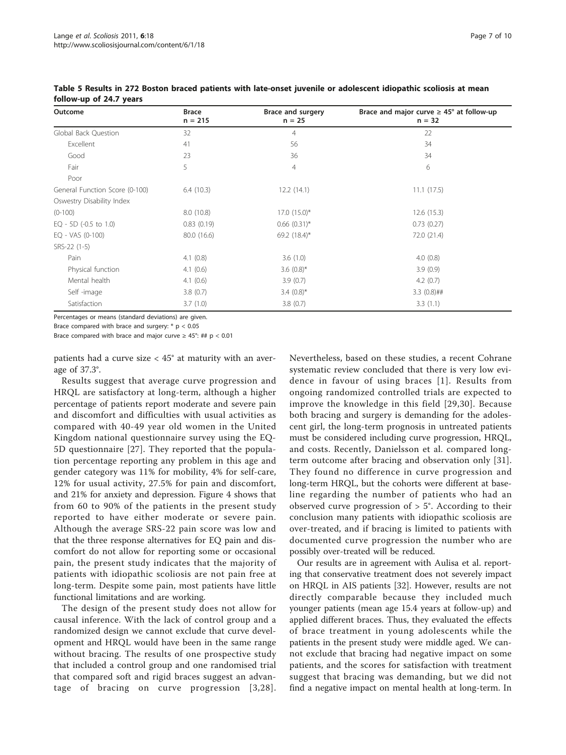**Table 5 Results in 272 Boston braced patients with late-onset juvenile or adolescent idiopathic scoliosis at mean follow-up of 24.7 years**

| Outcome | Brace<br>n = 215 | Brace and surgery<br>n = 25 | Brace and major curve ≥ 45° at follow-up<br>n = 32 |
|---|---|---|---|
| Global Back Question | 32 | 4 | 22 |
| Excellent | 41 | 56 | 34 |
| Good | 23 | 36 | 34 |
| Fair | 5 | 4 | 6 |
| Poor | | | |
| General Function Score (0-100) | 6.4 (10.3) | 12.2 (14.1) | 11.1 (17.5) |
| Oswestry Disability Index | | | |
| (0-100) | 8.0 (10.8) | 17.0 (15.0)* | 12.6 (15.3) |
| EQ - 5D (-0.5 to 1.0) | 0.83 (0.19) | 0.66 (0.31)* | 0.73 (0.27) |
| EQ - VAS (0-100) | 80.0 (16.6) | 69.2 (18.4)* | 72.0 (21.4) |
| SRS-22 (1-5) | | | |
| Pain | 4.1 (0.8) | 3.6 (1.0) | 4.0 (0.8) |
| Physical function | 4.1 (0.6) | 3.6 (0.8)* | 3.9 (0.9) |
| Mental health | 4.1 (0.6) | 3.9 (0.7) | 4.2 (0.7) |
| Self -image | 3.8 (0.7) | 3.4 (0.8)* | 3.3 (0.8)## |
| Satisfaction | 3.7 (1.0) | 3.8 (0.7) | 3.3 (1.1) |

Percentages or means (standard deviations) are given.

Brace compared with brace and surgery: * $p < 0.05$

Brace compared with brace and major curve ≥ 45°: ## $p < 0.01$

patients had a curve size < 45° at maturity with an average of 37.3°.

Results suggest that average curve progression and HRQL are satisfactory at long-term, although a higher percentage of patients report moderate and severe pain and discomfort and difficulties with usual activities as compared with 40-49 year old women in the United Kingdom national questionnaire survey using the EQ-5D questionnaire [27]. They reported that the population percentage reporting any problem in this age and gender category was 11% for mobility, 4% for self-care, 12% for usual activity, 27.5% for pain and discomfort, and 21% for anxiety and depression. Figure 4 shows that from 60 to 90% of the patients in the present study reported to have either moderate or severe pain. Although the average SRS-22 pain score was low and that the three response alternatives for EQ pain and discomfort do not allow for reporting some or occasional pain, the present study indicates that the majority of patients with idiopathic scoliosis are not pain free at long-term. Despite some pain, most patients have little functional limitations and are working.

The design of the present study does not allow for causal inference. With the lack of control group and a randomized design we cannot exclude that curve development and HRQL would have been in the same range without bracing. The results of one prospective study that included a control group and one randomised trial that compared soft and rigid braces suggest an advantage of bracing on curve progression [3,28]. Nevertheless, based on these studies, a recent Cochrane systematic review concluded that there is very low evidence in favour of using braces [1]. Results from ongoing randomized controlled trials are expected to improve the knowledge in this field [29,30]. Because both bracing and surgery is demanding for the adolescent girl, the long-term prognosis in untreated patients must be considered including curve progression, HRQL, and costs. Recently, Danielsson et al. compared long-term outcome after bracing and observation only [31]. They found no difference in curve progression and long-term HRQL, but the cohorts were different at baseline regarding the number of patients who had an observed curve progression of > 5°. According to their conclusion many patients with idiopathic scoliosis are over-treated, and if bracing is limited to patients with documented curve progression the number who are possibly over-treated will be reduced.

Our results are in agreement with Aulisa et al. reporting that conservative treatment does not severely impact on HRQL in AIS patients [32]. However, results are not directly comparable because they included much younger patients (mean age 15.4 years at follow-up) and applied different braces. Thus, they evaluated the effects of brace treatment in young adolescents while the patients in the present study were middle aged. We cannot exclude that bracing had negative impact on some patients, and the scores for satisfaction with treatment suggest that bracing was demanding, but we did not find a negative impact on mental health at long-term. In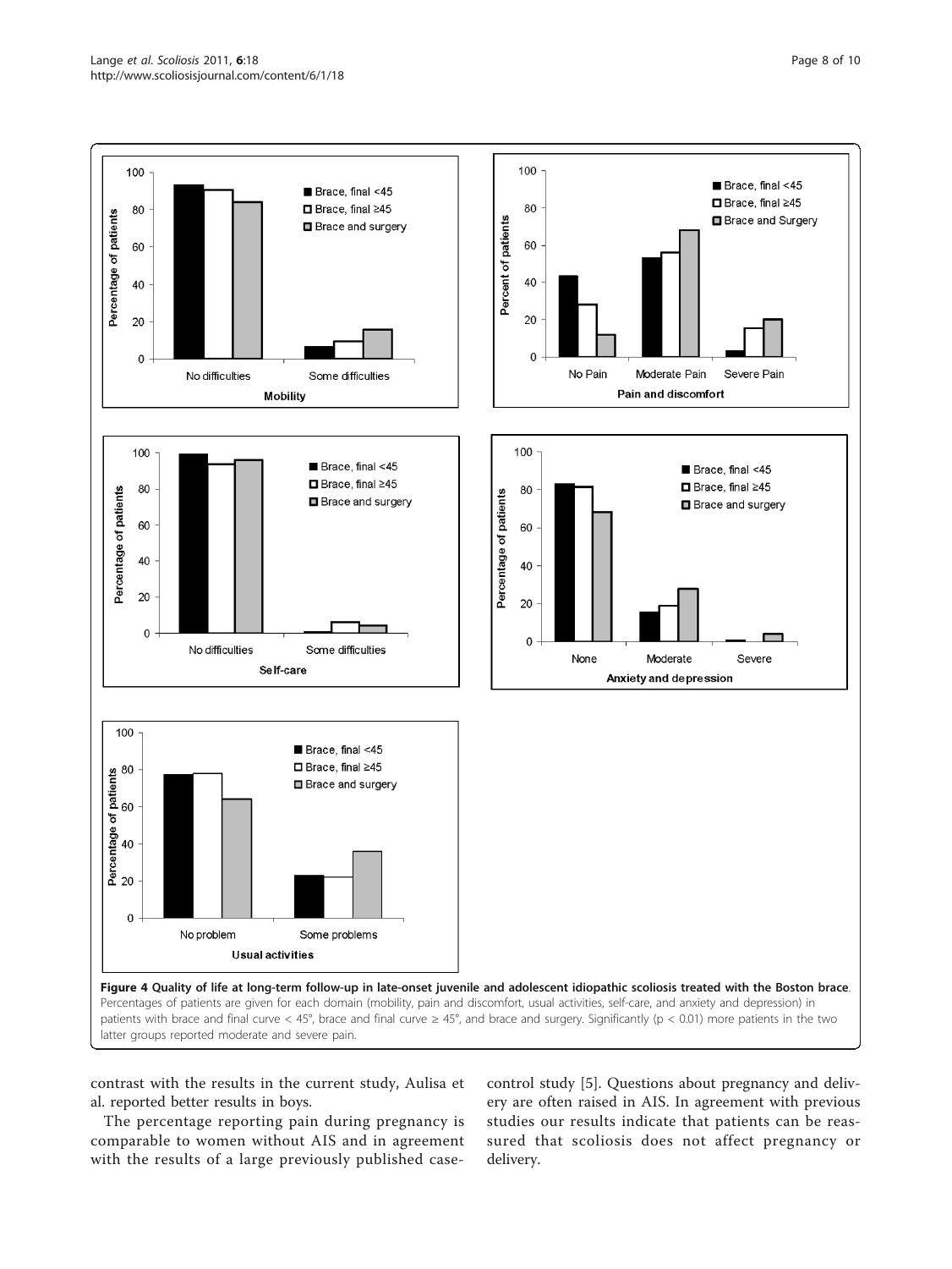**Figure 4 Quality of life at long-term follow-up in late-onset juvenile and adolescent idiopathic scoliosis treated with the Boston brace**. Percentages of patients are given for each domain (mobility, pain and discomfort, usual activities, self-care, and anxiety and depression) in patients with brace and final curve < 45°, brace and final curve ≥ 45°, and brace and surgery. Significantly ($p < 0.01$) more patients in the two latter groups reported moderate and severe pain.

contrast with the results in the current study, Aulisa et al. reported better results in boys.

The percentage reporting pain during pregnancy is comparable to women without AIS and in agreement with the results of a large previously published case-control study [5]. Questions about pregnancy and delivery are often raised in AIS. In agreement with previous studies our results indicate that patients can be reassured that scoliosis does not affect pregnancy or delivery.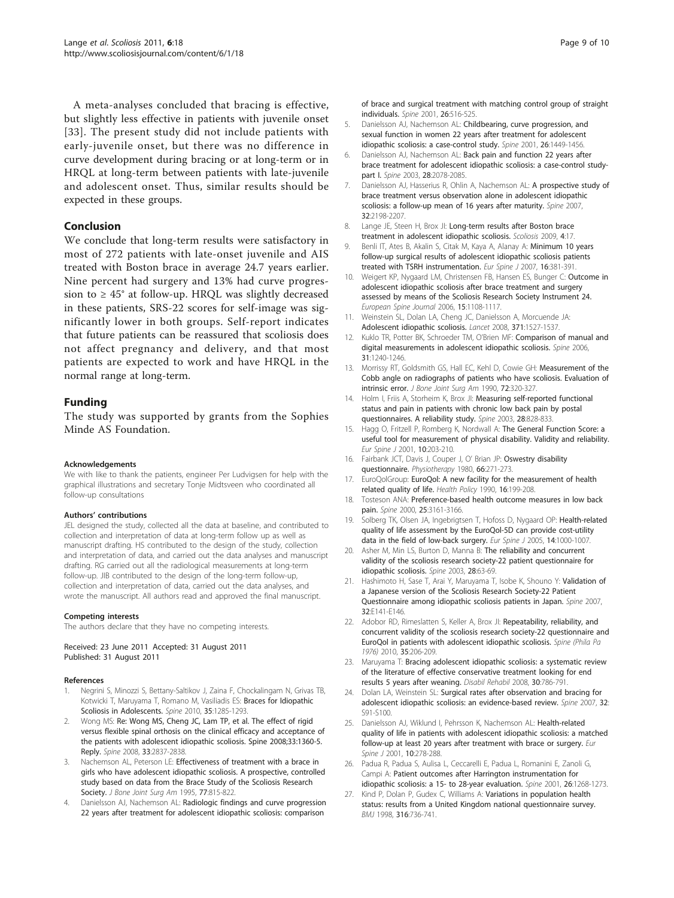A meta-analyses concluded that bracing is effective, but slightly less effective in patients with juvenile onset [33]. The present study did not include patients with early-juvenile onset, but there was no difference in curve development during bracing or at long-term or in HRQL at long-term between patients with late-juvenile and adolescent onset. Thus, similar results should be expected in these groups.

## Conclusion

We conclude that long-term results were satisfactory in most of 272 patients with late-onset juvenile and AIS treated with Boston brace in average 24.7 years earlier. Nine percent had surgery and 13% had curve progression to ≥ 45° at follow-up. HRQL was slightly decreased in these patients, SRS-22 scores for self-image was significantly lower in both groups. Self-report indicates that future patients can be reassured that scoliosis does not affect pregnancy and delivery, and that most patients are expected to work and have HRQL in the normal range at long-term.

## Funding

The study was supported by grants from the Sophies Minde AS Foundation.

#### Acknowledgements

We with like to thank the patients, engineer Per Ludvigsen for help with the graphical illustrations and secretary Tonje Midtsveen who coordinated all follow-up consultations

#### Authors' contributions

JEL designed the study, collected all the data at baseline, and contributed to collection and interpretation of data at long-term follow up as well as manuscript drafting. HS contributed to the design of the study, collection and interpretation of data, and carried out the data analyses and manuscript drafting. RG carried out all the radiological measurements at long-term follow-up. JIB contributed to the design of the long-term follow-up, collection and interpretation of data, carried out the data analyses, and wrote the manuscript. All authors read and approved the final manuscript.

#### Competing interests

The authors declare that they have no competing interests.

Received: 23 June 2011 Accepted: 31 August 2011
Published: 31 August 2011

#### References

1. Negrini S, Minozzi S, Bettany-Saltikov J, Zaina F, Chockalingam N, Grivas TB, Kotwicki T, Maruyama T, Romano M, Vasiliadis ES: Braces for Idiopathic Scoliosis in Adolescents. *Spine* 2010, **35**:1285-1293.
2. Wong MS: Re: Wong MS, Cheng JC, Lam TP, et al. The effect of rigid versus flexible spinal orthosis on the clinical efficacy and acceptance of the patients with adolescent idiopathic scoliosis. Spine 2008;33:1360-5. Reply. *Spine* 2008, **33**:2837-2838.
3. Nachemson AL, Peterson LE: Effectiveness of treatment with a brace in girls who have adolescent idiopathic scoliosis. A prospective, controlled study based on data from the Brace Study of the Scoliosis Research Society. *J Bone Joint Surg Am* 1995, **77**:815-822.
4. Danielsson AJ, Nachemson AL: Radiologic findings and curve progression 22 years after treatment for adolescent idiopathic scoliosis: comparison of brace and surgical treatment with matching control group of straight individuals. *Spine* 2001, **26**:516-525.
5. Danielsson AJ, Nachemson AL: Childbearing, curve progression, and sexual function in women 22 years after treatment for adolescent idiopathic scoliosis: a case-control study. *Spine* 2001, **26**:1449-1456.
6. Danielsson AJ, Nachemson AL: Back pain and function 22 years after brace treatment for adolescent idiopathic scoliosis: a case-control study-part I. *Spine* 2003, **28**:2078-2085.
7. Danielsson AJ, Hasserius R, Ohlin A, Nachemson AL: A prospective study of brace treatment versus observation alone in adolescent idiopathic scoliosis: a follow-up mean of 16 years after maturity. *Spine* 2007, **32**:2198-2207.
8. Lange JE, Steen H, Brox JI: Long-term results after Boston brace treatment in adolescent idiopathic scoliosis. *Scoliosis* 2009, **4**:17.
9. Benli IT, Ates B, Akalin S, Citak M, Kaya A, Alanay A: Minimum 10 years follow-up surgical results of adolescent idiopathic scoliosis patients treated with TSRH instrumentation. *Eur Spine J* 2007, **16**:381-391.
10. Weigert KP, Nygaard LM, Christensen FB, Hansen ES, Bunger C: Outcome in adolescent idiopathic scoliosis after brace treatment and surgery assessed by means of the Scoliosis Research Society Instrument 24. *European Spine Journal* 2006, **15**:1108-1117.
11. Weinstein SL, Dolan LA, Cheng JC, Danielsson A, Morcuende JA: Adolescent idiopathic scoliosis. *Lancet* 2008, **371**:1527-1537.
12. Kuklo TR, Potter BK, Schroeder TM, O'Brien MF: Comparison of manual and digital measurements in adolescent idiopathic scoliosis. *Spine* 2006, **31**:1240-1246.
13. Morrissy RT, Goldsmith GS, Hall EC, Kehl D, Cowie GH: Measurement of the Cobb angle on radiographs of patients who have scoliosis. Evaluation of intrinsic error. *J Bone Joint Surg Am* 1990, **72**:320-327.
14. Holm I, Friis A, Storheim K, Brox JI: Measuring self-reported functional status and pain in patients with chronic low back pain by postal questionnaires. A reliability study. *Spine* 2003, **28**:828-833.
15. Hagg O, Fritzell P, Romberg K, Nordwall A: The General Function Score: a useful tool for measurement of physical disability. Validity and reliability. *Eur Spine J* 2001, **10**:203-210.
16. Fairbank JCT, Davis J, Couper J, O' Brian JP: Oswestry disability questionnaire. *Physiotherapy* 1980, **66**:271-273.
17. EuroQolGroup: EuroQol: A new facility for the measurement of health related quality of life. *Health Policy* 1990, **16**:199-208.
18. Tosteson ANA: Preference-based health outcome measures in low back pain. *Spine* 2000, **25**:3161-3166.
19. Solberg TK, Olsen JA, Ingebrigtsen T, Hofoss D, Nygaard OP: Health-related quality of life assessment by the EuroQol-5D can provide cost-utility data in the field of low-back surgery. *Eur Spine J* 2005, **14**:1000-1007.
20. Asher M, Min LS, Burton D, Manna B: The reliability and concurrent validity of the scoliosis research society-22 patient questionnaire for idiopathic scoliosis. *Spine* 2003, **28**:63-69.
21. Hashimoto H, Sase T, Arai Y, Maruyama T, Isobe K, Shouno Y: Validation of a Japanese version of the Scoliosis Research Society-22 Patient Questionnaire among idiopathic scoliosis patients in Japan. *Spine* 2007, **32**:E141-E146.
22. Adobor RD, Rimeslatten S, Keller A, Brox JI: Repeatability, reliability, and concurrent validity of the scoliosis research society-22 questionnaire and EuroQol in patients with adolescent idiopathic scoliosis. *Spine (Phila Pa 1976)* 2010, **35**:206-209.
23. Maruyama T: Bracing adolescent idiopathic scoliosis: a systematic review of the literature of effective conservative treatment looking for end results 5 years after weaning. *Disabil Rehabil* 2008, **30**:786-791.
24. Dolan LA, Weinstein SL: Surgical rates after observation and bracing for adolescent idiopathic scoliosis: an evidence-based review. *Spine* 2007, **32**: S91-S100.
25. Danielsson AJ, Wiklund I, Pehrsson K, Nachemson AL: Health-related quality of life in patients with adolescent idiopathic scoliosis: a matched follow-up at least 20 years after treatment with brace or surgery. *Eur Spine J* 2001, **10**:278-288.
26. Padua R, Padua S, Aulisa L, Ceccarelli E, Padua L, Romanini E, Zanoli G, Campi A: Patient outcomes after Harrington instrumentation for idiopathic scoliosis: a 15- to 28-year evaluation. *Spine* 2001, **26**:1268-1273.
27. Kind P, Dolan P, Gudex C, Williams A: Variations in population health status: results from a United Kingdom national questionnaire survey. *BMJ* 1998, **316**:736-741.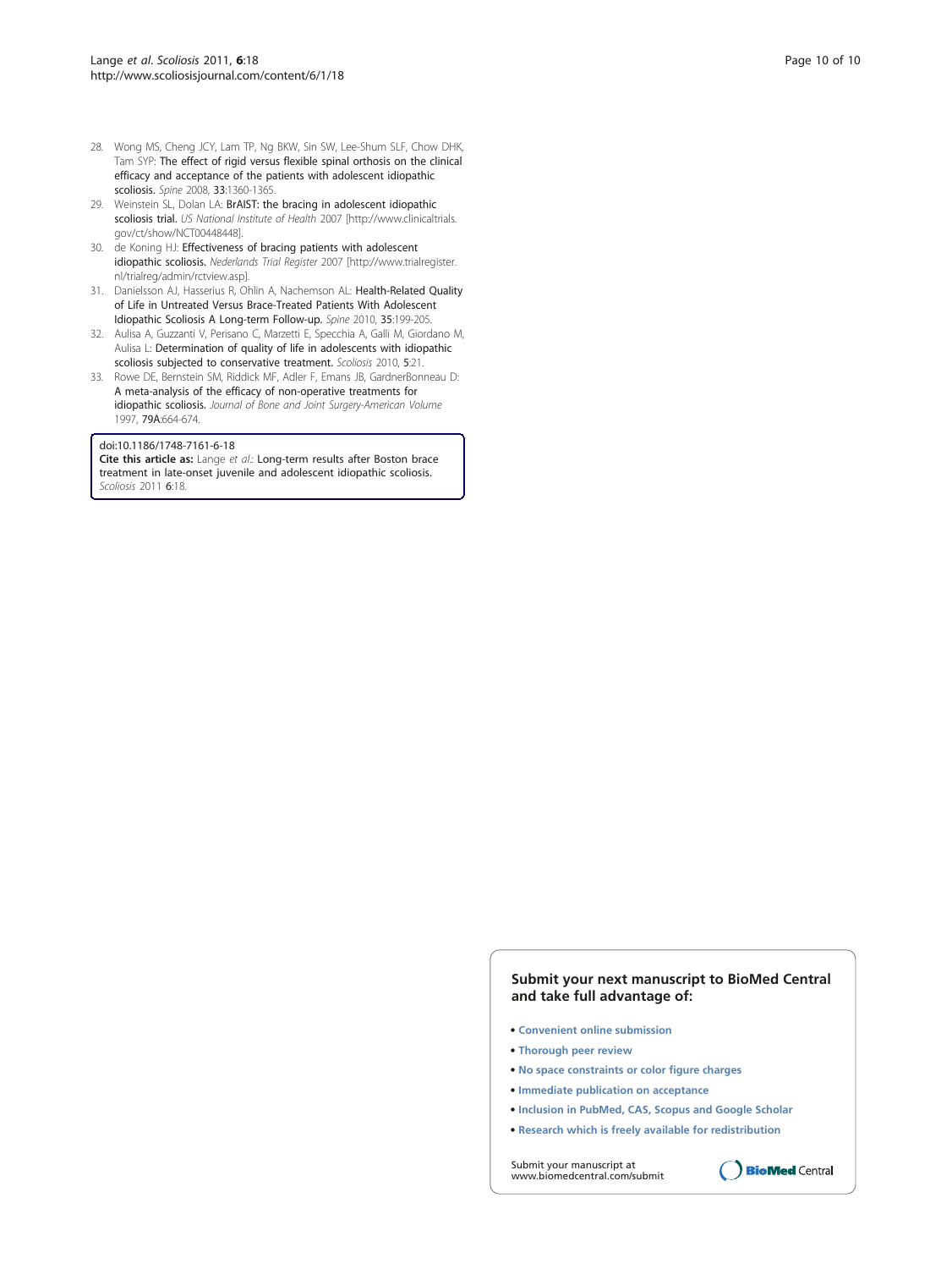28. Wong MS, Cheng JCY, Lam TP, Ng BKW, Sin SW, Lee-Shum SLF, Chow DHK, Tam SYP: **The effect of rigid versus flexible spinal orthosis on the clinical efficacy and acceptance of the patients with adolescent idiopathic scoliosis.** *Spine* 2008, **33**:1360-1365.
29. Weinstein SL, Dolan LA: **BrAIST: the bracing in adolescent idiopathic scoliosis trial.** *US National Institute of Health* 2007 [http://www.clinicaltrials.gov/ct/show/NCT00448448].
30. de Koning HJ: **Effectiveness of bracing patients with adolescent idiopathic scoliosis.** *Nederlands Trial Register* 2007 [http://www.trialregister.nl/trialreg/admin/rctview.asp].
31. Danielsson AJ, Hasserius R, Ohlin A, Nachemson AL: **Health-Related Quality of Life in Untreated Versus Brace-Treated Patients With Adolescent Idiopathic Scoliosis A Long-term Follow-up.** *Spine* 2010, **35**:199-205.
32. Aulisa A, Guzzanti V, Perisano C, Marzetti E, Specchia A, Galli M, Giordano M, Aulisa L: **Determination of quality of life in adolescents with idiopathic scoliosis subjected to conservative treatment.** *Scoliosis* 2010, **5**:21.
33. Rowe DE, Bernstein SM, Riddick MF, Adler F, Emans JB, GardnerBonneau D: **A meta-analysis of the efficacy of non-operative treatments for idiopathic scoliosis.** *Journal of Bone and Joint Surgery-American Volume* 1997, **79A**:664-674.

doi:10.1186/1748-7161-6-18

**Cite this article as:** Lange *et al.*: Long-term results after Boston brace treatment in late-onset juvenile and adolescent idiopathic scoliosis. *Scoliosis* 2011 **6**:18.

**Submit your next manuscript to BioMed Central and take full advantage of:**

- **Convenient online submission**
- **Thorough peer review**
- **No space constraints or color figure charges**
- **Immediate publication on acceptance**
- **Inclusion in PubMed, CAS, Scopus and Google Scholar**
- **Research which is freely available for redistribution**

Submit your manuscript at www.biomedcentral.com/submit

BioMed Central